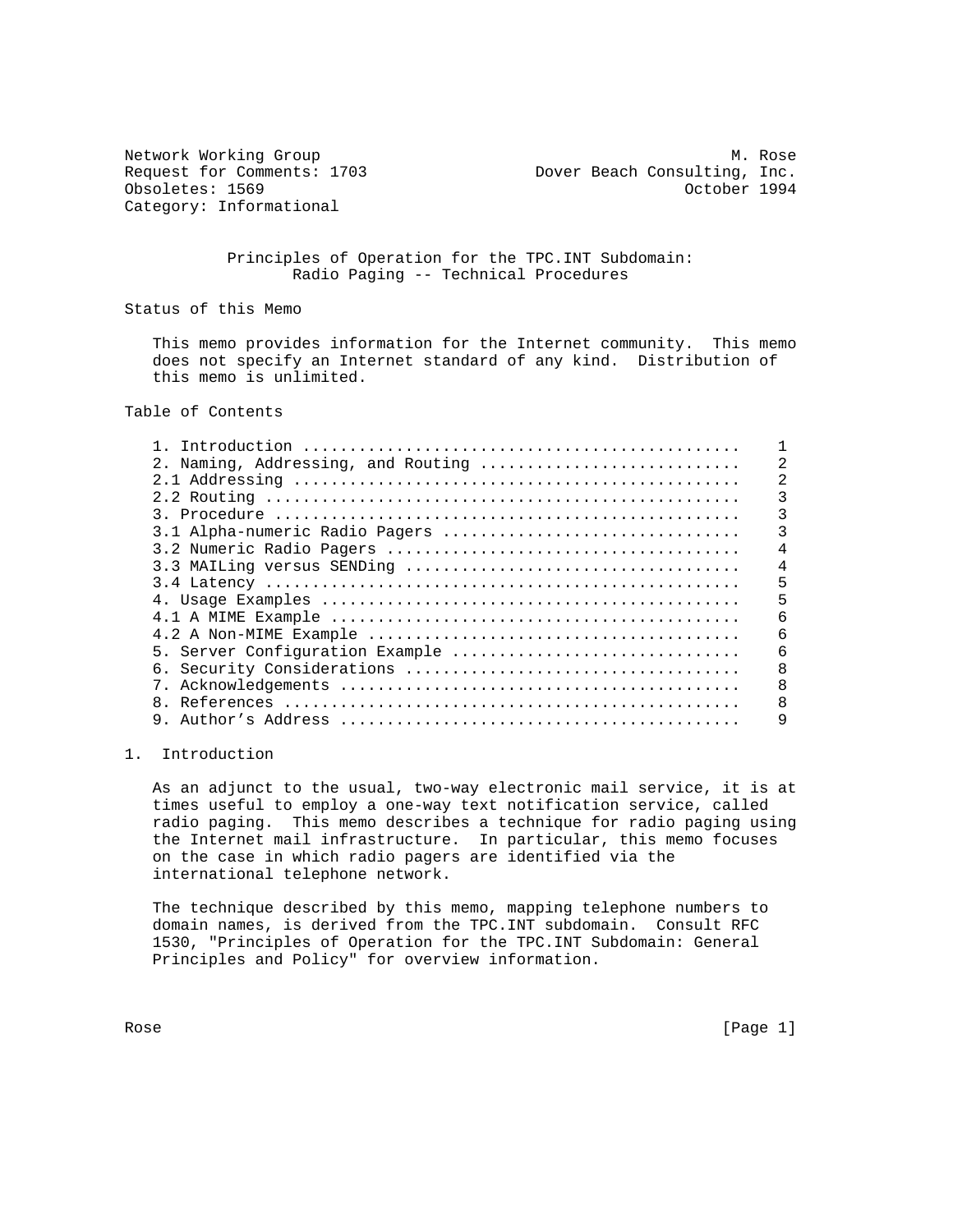Network Working Group M. Rose
Request for Comments: 1703 Dover Beach Consulting, Inc.
Obsoletes: 1569 October 1994
Category: Informational

# Principles of Operation for the TPC.INT Subdomain: Radio Paging -- Technical Procedures

## Status of this Memo

This memo provides information for the Internet community. This memo does not specify an Internet standard of any kind. Distribution of this memo is unlimited.

## Table of Contents

```
1. Introduction ..............................................    1
2. Naming, Addressing, and Routing ...........................    2
2.1 Addressing ...............................................    2
2.2 Routing ..................................................    3
3. Procedure .................................................    3
3.1 Alpha-numeric Radio Pagers ...............................    3
3.2 Numeric Radio Pagers .....................................    4
3.3 MAILing versus SENDing ...................................    4
3.4 Latency ..................................................    5
4. Usage Examples ............................................    5
4.1 A MIME Example ...........................................    6
4.2 A Non-MIME Example .......................................    6
5. Server Configuration Example ..............................    6
6. Security Considerations ...................................    8
7. Acknowledgements ..........................................    8
8. References ................................................    8
9. Author's Address ..........................................    9
```

## 1. Introduction

As an adjunct to the usual, two-way electronic mail service, it is at times useful to employ a one-way text notification service, called radio paging. This memo describes a technique for radio paging using the Internet mail infrastructure. In particular, this memo focuses on the case in which radio pagers are identified via the international telephone network.

The technique described by this memo, mapping telephone numbers to domain names, is derived from the TPC.INT subdomain. Consult RFC 1530, "Principles of Operation for the TPC.INT Subdomain: General Principles and Policy" for overview information.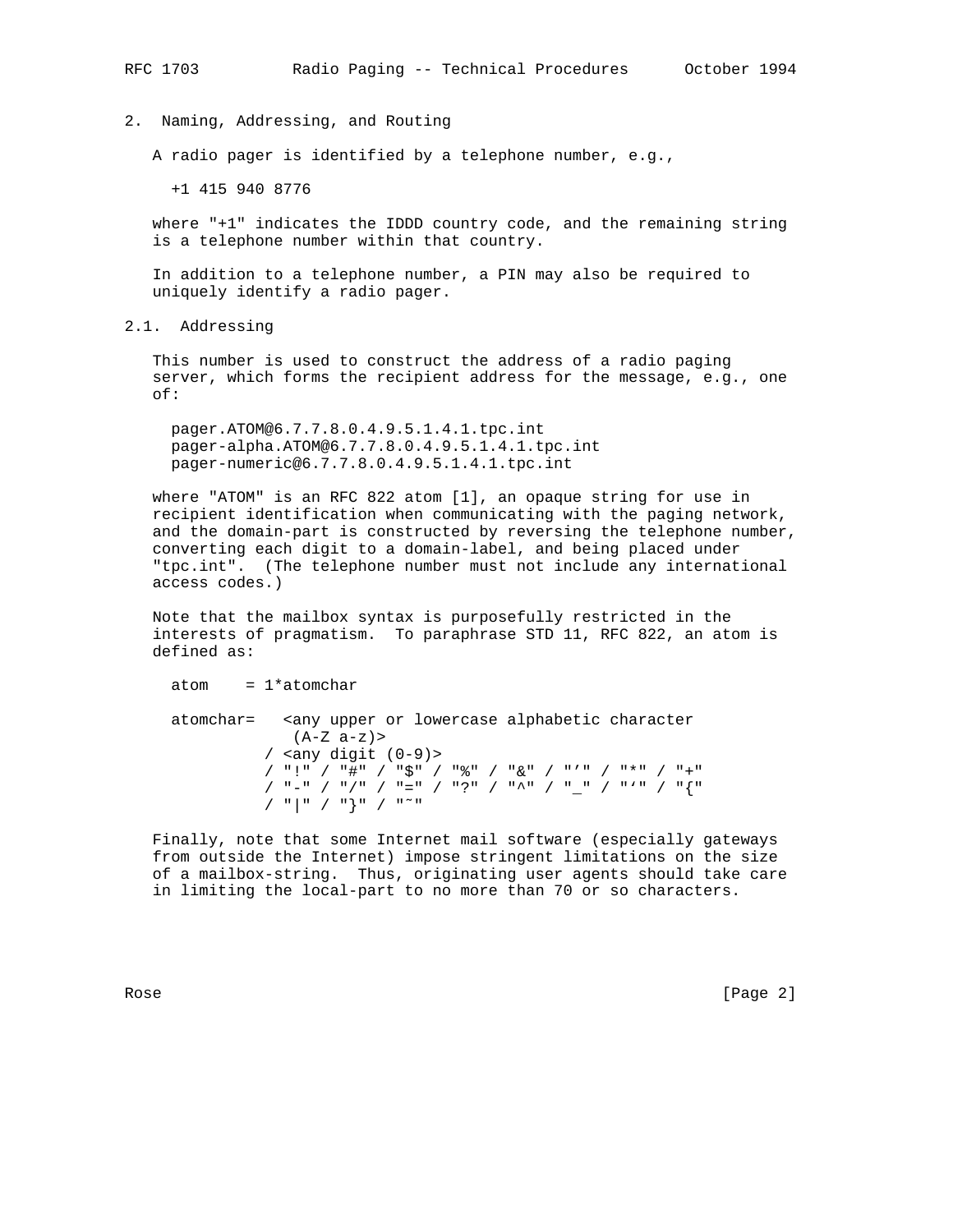## 2. Naming, Addressing, and Routing

A radio pager is identified by a telephone number, e.g.,

```
+1 415 940 8776
```

where "+1" indicates the IDDD country code, and the remaining string is a telephone number within that country.

In addition to a telephone number, a PIN may also be required to uniquely identify a radio pager.

### 2.1. Addressing

This number is used to construct the address of a radio paging server, which forms the recipient address for the message, e.g., one of:

```
pager.ATOM@6.7.7.8.0.4.9.5.1.4.1.tpc.int
pager-alpha.ATOM@6.7.7.8.0.4.9.5.1.4.1.tpc.int
pager-numeric@6.7.7.8.0.4.9.5.1.4.1.tpc.int
```

where "ATOM" is an RFC 822 atom [1], an opaque string for use in recipient identification when communicating with the paging network, and the domain-part is constructed by reversing the telephone number, converting each digit to a domain-label, and being placed under "tpc.int". (The telephone number must not include any international access codes.)

Note that the mailbox syntax is purposefully restricted in the interests of pragmatism. To paraphrase STD 11, RFC 822, an atom is defined as:

```
atom    = 1*atomchar

atomchar=   <any upper or lowercase alphabetic character
             (A-Z a-z)>
          / <any digit (0-9)>
          / "!" / "#" / "$" / "%" / "&" / "'" / "*" / "+"
          / "-" / "/" / "=" / "?" / "^" / "_" / "`" / "{"
          / "|" / "}" / "~"
```

Finally, note that some Internet mail software (especially gateways from outside the Internet) impose stringent limitations on the size of a mailbox-string. Thus, originating user agents should take care in limiting the local-part to no more than 70 or so characters.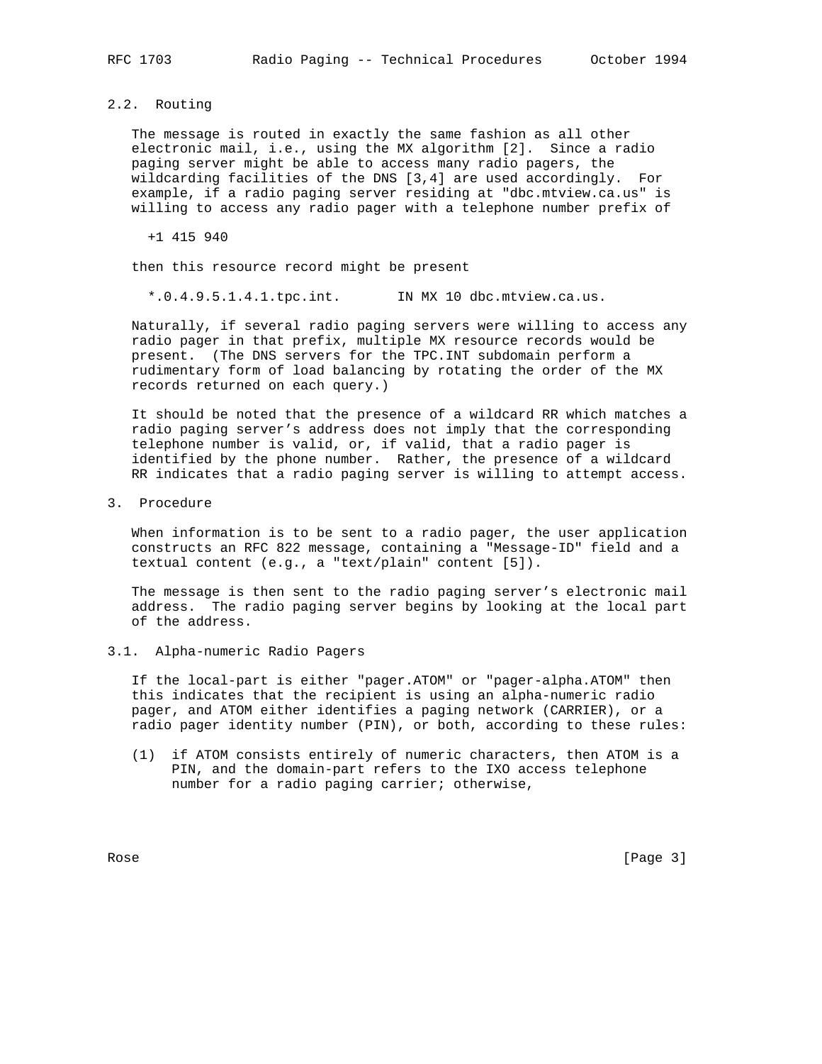## 2.2. Routing

The message is routed in exactly the same fashion as all other electronic mail, i.e., using the MX algorithm [2]. Since a radio paging server might be able to access many radio pagers, the wildcarding facilities of the DNS [3,4] are used accordingly. For example, if a radio paging server residing at "dbc.mtview.ca.us" is willing to access any radio pager with a telephone number prefix of

```
+1 415 940
```

then this resource record might be present

```
*.0.4.9.5.1.4.1.tpc.int.       IN MX 10 dbc.mtview.ca.us.
```

Naturally, if several radio paging servers were willing to access any radio pager in that prefix, multiple MX resource records would be present. (The DNS servers for the TPC.INT subdomain perform a rudimentary form of load balancing by rotating the order of the MX records returned on each query.)

It should be noted that the presence of a wildcard RR which matches a radio paging server's address does not imply that the corresponding telephone number is valid, or, if valid, that a radio pager is identified by the phone number. Rather, the presence of a wildcard RR indicates that a radio paging server is willing to attempt access.

# 3. Procedure

When information is to be sent to a radio pager, the user application constructs an RFC 822 message, containing a "Message-ID" field and a textual content (e.g., a "text/plain" content [5]).

The message is then sent to the radio paging server's electronic mail address. The radio paging server begins by looking at the local part of the address.

## 3.1. Alpha-numeric Radio Pagers

If the local-part is either "pager.ATOM" or "pager-alpha.ATOM" then this indicates that the recipient is using an alpha-numeric radio pager, and ATOM either identifies a paging network (CARRIER), or a radio pager identity number (PIN), or both, according to these rules:

(1) if ATOM consists entirely of numeric characters, then ATOM is a PIN, and the domain-part refers to the IXO access telephone number for a radio paging carrier; otherwise,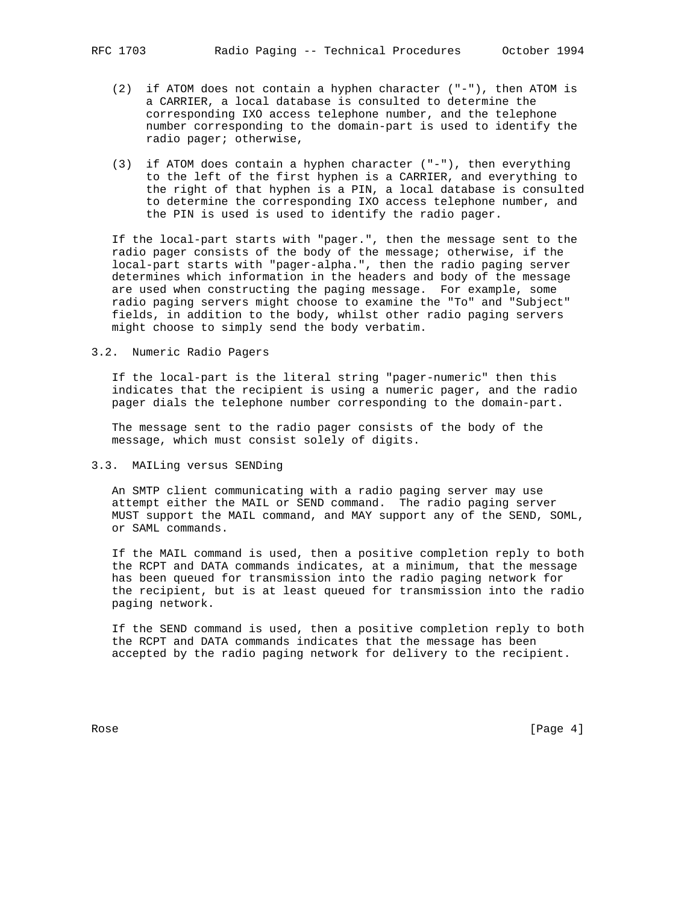(2) if ATOM does not contain a hyphen character ("-"), then ATOM is a CARRIER, a local database is consulted to determine the corresponding IXO access telephone number, and the telephone number corresponding to the domain-part is used to identify the radio pager; otherwise,

(3) if ATOM does contain a hyphen character ("-"), then everything to the left of the first hyphen is a CARRIER, and everything to the right of that hyphen is a PIN, a local database is consulted to determine the corresponding IXO access telephone number, and the PIN is used is used to identify the radio pager.

If the local-part starts with "pager.", then the message sent to the radio pager consists of the body of the message; otherwise, if the local-part starts with "pager-alpha.", then the radio paging server determines which information in the headers and body of the message are used when constructing the paging message. For example, some radio paging servers might choose to examine the "To" and "Subject" fields, in addition to the body, whilst other radio paging servers might choose to simply send the body verbatim.

## 3.2. Numeric Radio Pagers

If the local-part is the literal string "pager-numeric" then this indicates that the recipient is using a numeric pager, and the radio pager dials the telephone number corresponding to the domain-part.

The message sent to the radio pager consists of the body of the message, which must consist solely of digits.

## 3.3. MAILing versus SENDing

An SMTP client communicating with a radio paging server may use attempt either the MAIL or SEND command. The radio paging server MUST support the MAIL command, and MAY support any of the SEND, SOML, or SAML commands.

If the MAIL command is used, then a positive completion reply to both the RCPT and DATA commands indicates, at a minimum, that the message has been queued for transmission into the radio paging network for the recipient, but is at least queued for transmission into the radio paging network.

If the SEND command is used, then a positive completion reply to both the RCPT and DATA commands indicates that the message has been accepted by the radio paging network for delivery to the recipient.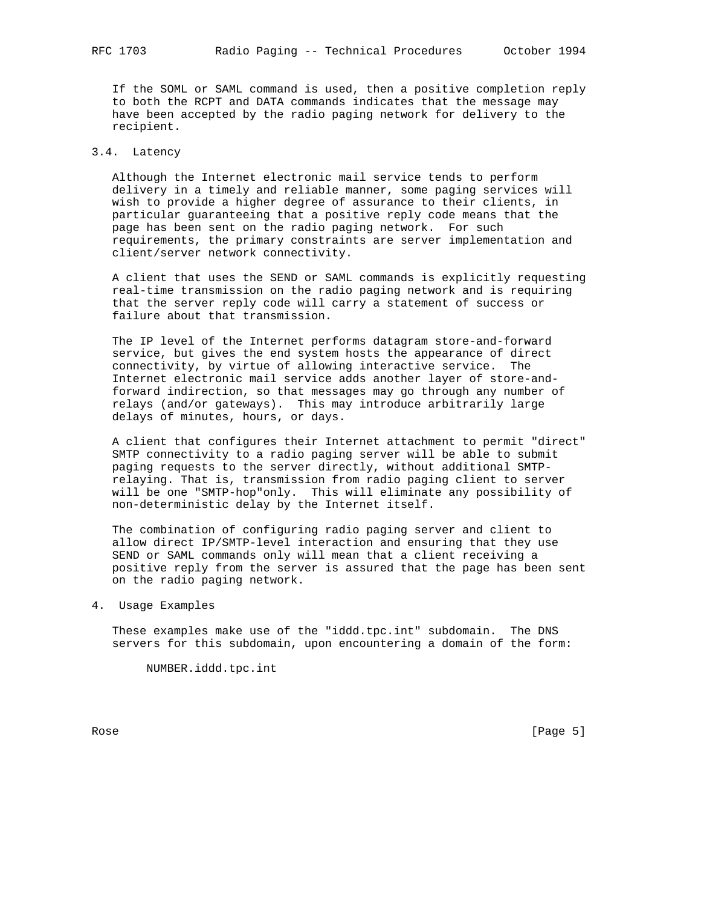If the SOML or SAML command is used, then a positive completion reply to both the RCPT and DATA commands indicates that the message may have been accepted by the radio paging network for delivery to the recipient.

## 3.4. Latency

Although the Internet electronic mail service tends to perform delivery in a timely and reliable manner, some paging services will wish to provide a higher degree of assurance to their clients, in particular guaranteeing that a positive reply code means that the page has been sent on the radio paging network. For such requirements, the primary constraints are server implementation and client/server network connectivity.

A client that uses the SEND or SAML commands is explicitly requesting real-time transmission on the radio paging network and is requiring that the server reply code will carry a statement of success or failure about that transmission.

The IP level of the Internet performs datagram store-and-forward service, but gives the end system hosts the appearance of direct connectivity, by virtue of allowing interactive service. The Internet electronic mail service adds another layer of store-and-forward indirection, so that messages may go through any number of relays (and/or gateways). This may introduce arbitrarily large delays of minutes, hours, or days.

A client that configures their Internet attachment to permit "direct" SMTP connectivity to a radio paging server will be able to submit paging requests to the server directly, without additional SMTP-relaying. That is, transmission from radio paging client to server will be one "SMTP-hop"only. This will eliminate any possibility of non-deterministic delay by the Internet itself.

The combination of configuring radio paging server and client to allow direct IP/SMTP-level interaction and ensuring that they use SEND or SAML commands only will mean that a client receiving a positive reply from the server is assured that the page has been sent on the radio paging network.

# 4. Usage Examples

These examples make use of the "iddd.tpc.int" subdomain. The DNS servers for this subdomain, upon encountering a domain of the form:

```
NUMBER.iddd.tpc.int
```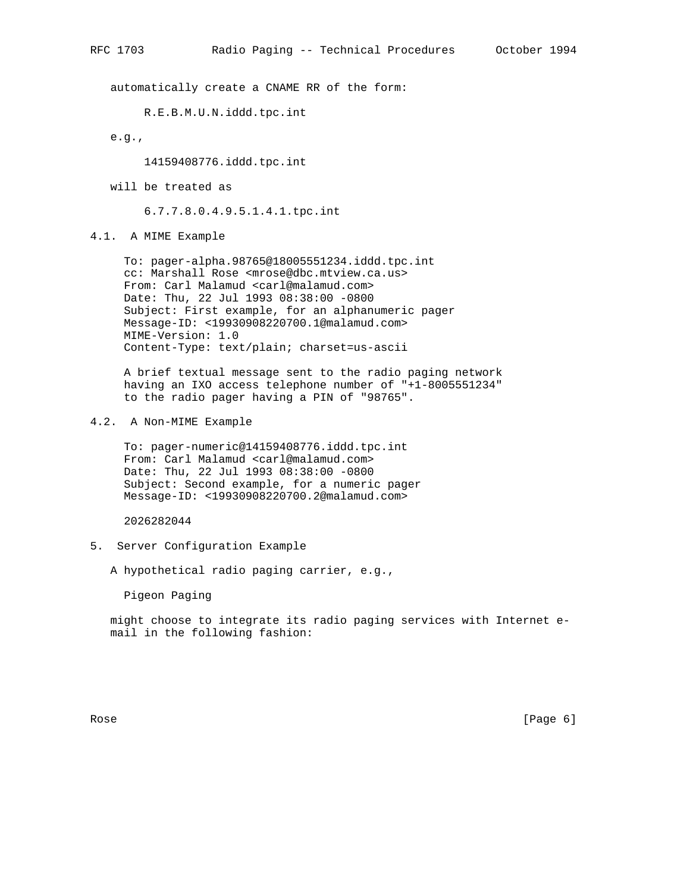automatically create a CNAME RR of the form:

```
R.E.B.M.U.N.iddd.tpc.int
```

e.g.,

```
14159408776.iddd.tpc.int
```

will be treated as

```
6.7.7.8.0.4.9.5.1.4.1.tpc.int
```

## 4.1. A MIME Example

```
To: pager-alpha.98765@18005551234.iddd.tpc.int
cc: Marshall Rose <mrose@dbc.mtview.ca.us>
From: Carl Malamud <carl@malamud.com>
Date: Thu, 22 Jul 1993 08:38:00 -0800
Subject: First example, for an alphanumeric pager
Message-ID: <19930908220700.1@malamud.com>
MIME-Version: 1.0
Content-Type: text/plain; charset=us-ascii

A brief textual message sent to the radio paging network
having an IXO access telephone number of "+1-8005551234"
to the radio pager having a PIN of "98765".
```

## 4.2. A Non-MIME Example

```
To: pager-numeric@14159408776.iddd.tpc.int
From: Carl Malamud <carl@malamud.com>
Date: Thu, 22 Jul 1993 08:38:00 -0800
Subject: Second example, for a numeric pager
Message-ID: <19930908220700.2@malamud.com>

2026282044
```

# 5. Server Configuration Example

A hypothetical radio paging carrier, e.g.,

Pigeon Paging

might choose to integrate its radio paging services with Internet e-mail in the following fashion: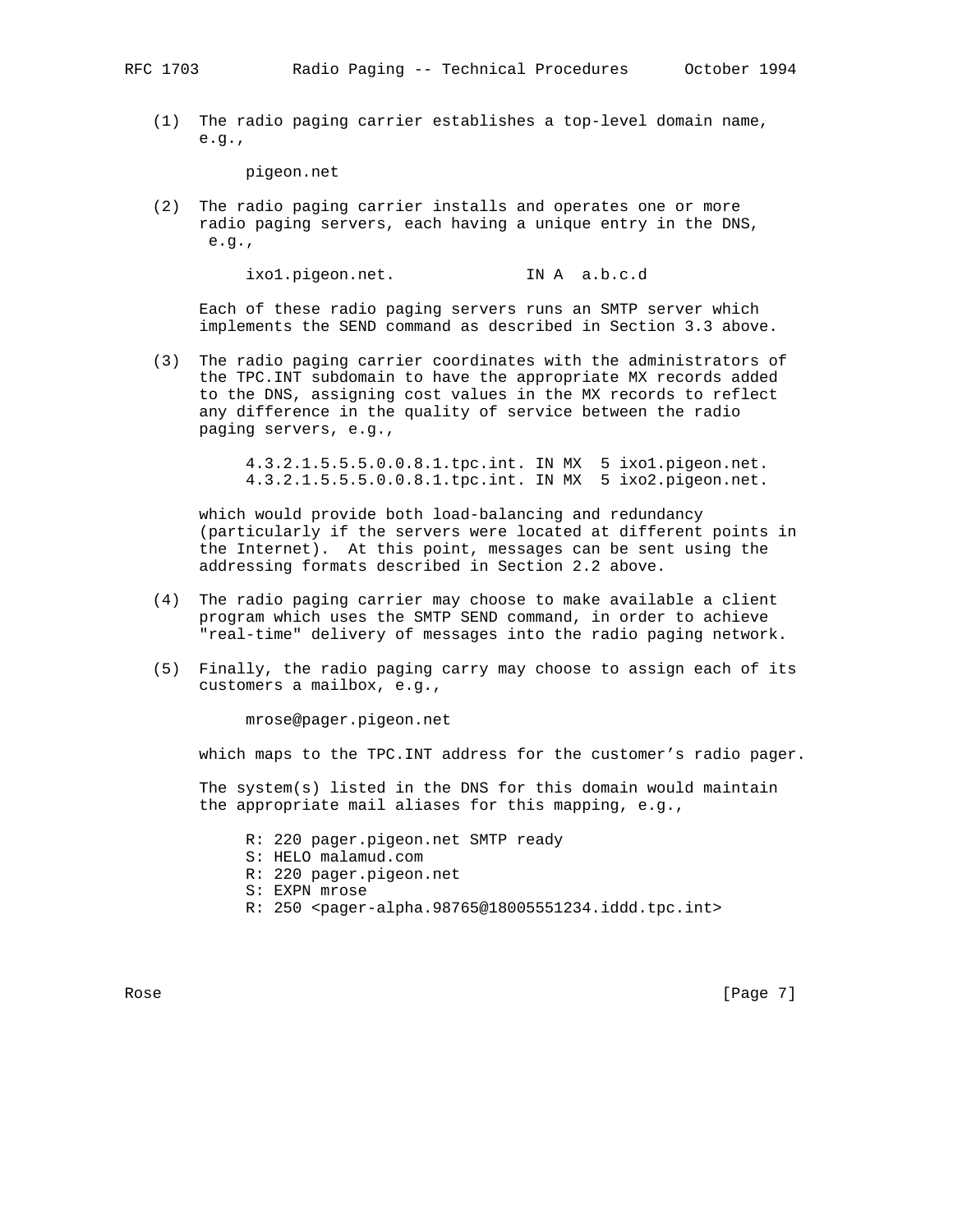(1) The radio paging carrier establishes a top-level domain name, e.g.,

```
pigeon.net
```

(2) The radio paging carrier installs and operates one or more radio paging servers, each having a unique entry in the DNS, e.g.,

```
ixo1.pigeon.net.              IN A  a.b.c.d
```

Each of these radio paging servers runs an SMTP server which implements the SEND command as described in Section 3.3 above.

(3) The radio paging carrier coordinates with the administrators of the TPC.INT subdomain to have the appropriate MX records added to the DNS, assigning cost values in the MX records to reflect any difference in the quality of service between the radio paging servers, e.g.,

```
4.3.2.1.5.5.5.0.0.8.1.tpc.int. IN MX  5 ixo1.pigeon.net.
4.3.2.1.5.5.5.0.0.8.1.tpc.int. IN MX  5 ixo2.pigeon.net.
```

which would provide both load-balancing and redundancy (particularly if the servers were located at different points in the Internet). At this point, messages can be sent using the addressing formats described in Section 2.2 above.

(4) The radio paging carrier may choose to make available a client program which uses the SMTP SEND command, in order to achieve "real-time" delivery of messages into the radio paging network.

(5) Finally, the radio paging carry may choose to assign each of its customers a mailbox, e.g.,

```
mrose@pager.pigeon.net
```

which maps to the TPC.INT address for the customer's radio pager.

The system(s) listed in the DNS for this domain would maintain the appropriate mail aliases for this mapping, e.g.,

```
R: 220 pager.pigeon.net SMTP ready
S: HELO malamud.com
R: 220 pager.pigeon.net
S: EXPN mrose
R: 250 <pager-alpha.98765@18005551234.iddd.tpc.int>
```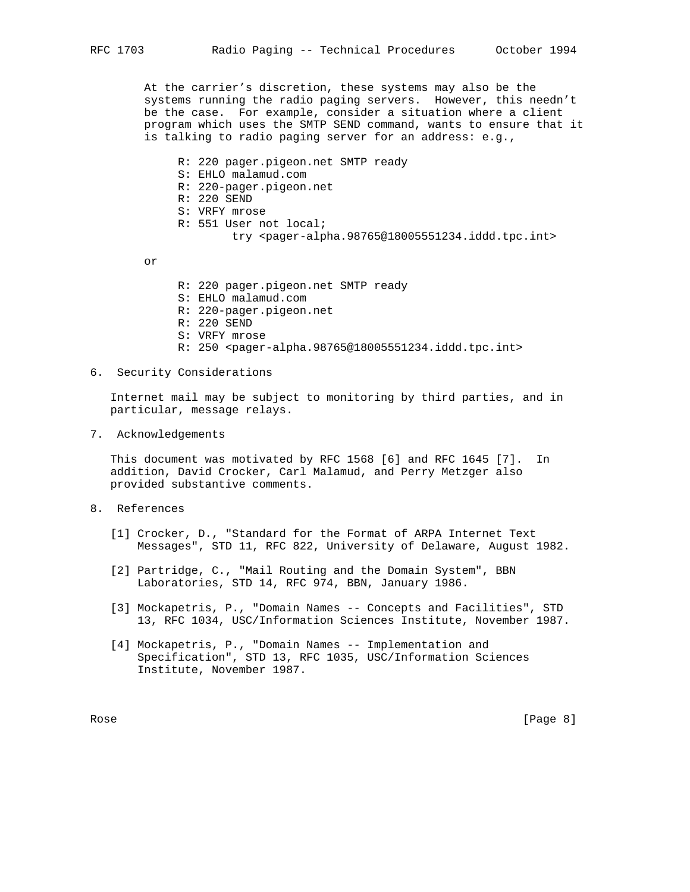At the carrier's discretion, these systems may also be the systems running the radio paging servers. However, this needn't be the case. For example, consider a situation where a client program which uses the SMTP SEND command, wants to ensure that it is talking to radio paging server for an address: e.g.,

```
R: 220 pager.pigeon.net SMTP ready
S: EHLO malamud.com
R: 220-pager.pigeon.net
R: 220 SEND
S: VRFY mrose
R: 551 User not local;
         try <pager-alpha.98765@18005551234.iddd.tpc.int>
```

or

```
R: 220 pager.pigeon.net SMTP ready
S: EHLO malamud.com
R: 220-pager.pigeon.net
R: 220 SEND
S: VRFY mrose
R: 250 <pager-alpha.98765@18005551234.iddd.tpc.int>
```

## 6. Security Considerations

Internet mail may be subject to monitoring by third parties, and in particular, message relays.

## 7. Acknowledgements

This document was motivated by RFC 1568 [6] and RFC 1645 [7]. In addition, David Crocker, Carl Malamud, and Perry Metzger also provided substantive comments.

## 8. References

[1] Crocker, D., "Standard for the Format of ARPA Internet Text Messages", STD 11, RFC 822, University of Delaware, August 1982.

[2] Partridge, C., "Mail Routing and the Domain System", BBN Laboratories, STD 14, RFC 974, BBN, January 1986.

[3] Mockapetris, P., "Domain Names -- Concepts and Facilities", STD 13, RFC 1034, USC/Information Sciences Institute, November 1987.

[4] Mockapetris, P., "Domain Names -- Implementation and Specification", STD 13, RFC 1035, USC/Information Sciences Institute, November 1987.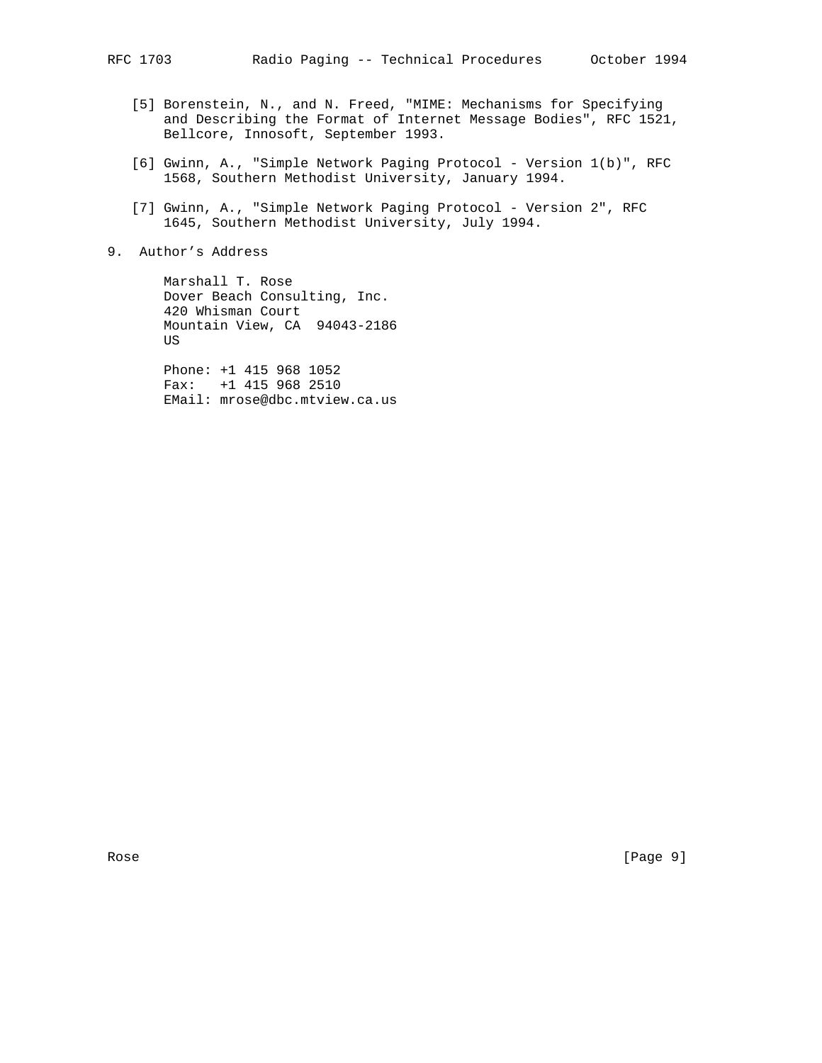[5] Borenstein, N., and N. Freed, "MIME: Mechanisms for Specifying and Describing the Format of Internet Message Bodies", RFC 1521, Bellcore, Innosoft, September 1993.

[6] Gwinn, A., "Simple Network Paging Protocol - Version 1(b)", RFC 1568, Southern Methodist University, January 1994.

[7] Gwinn, A., "Simple Network Paging Protocol - Version 2", RFC 1645, Southern Methodist University, July 1994.

## 9. Author's Address

Marshall T. Rose
Dover Beach Consulting, Inc.
420 Whisman Court
Mountain View, CA  94043-2186
US

Phone: +1 415 968 1052
Fax:   +1 415 968 2510
EMail: mrose@dbc.mtview.ca.us